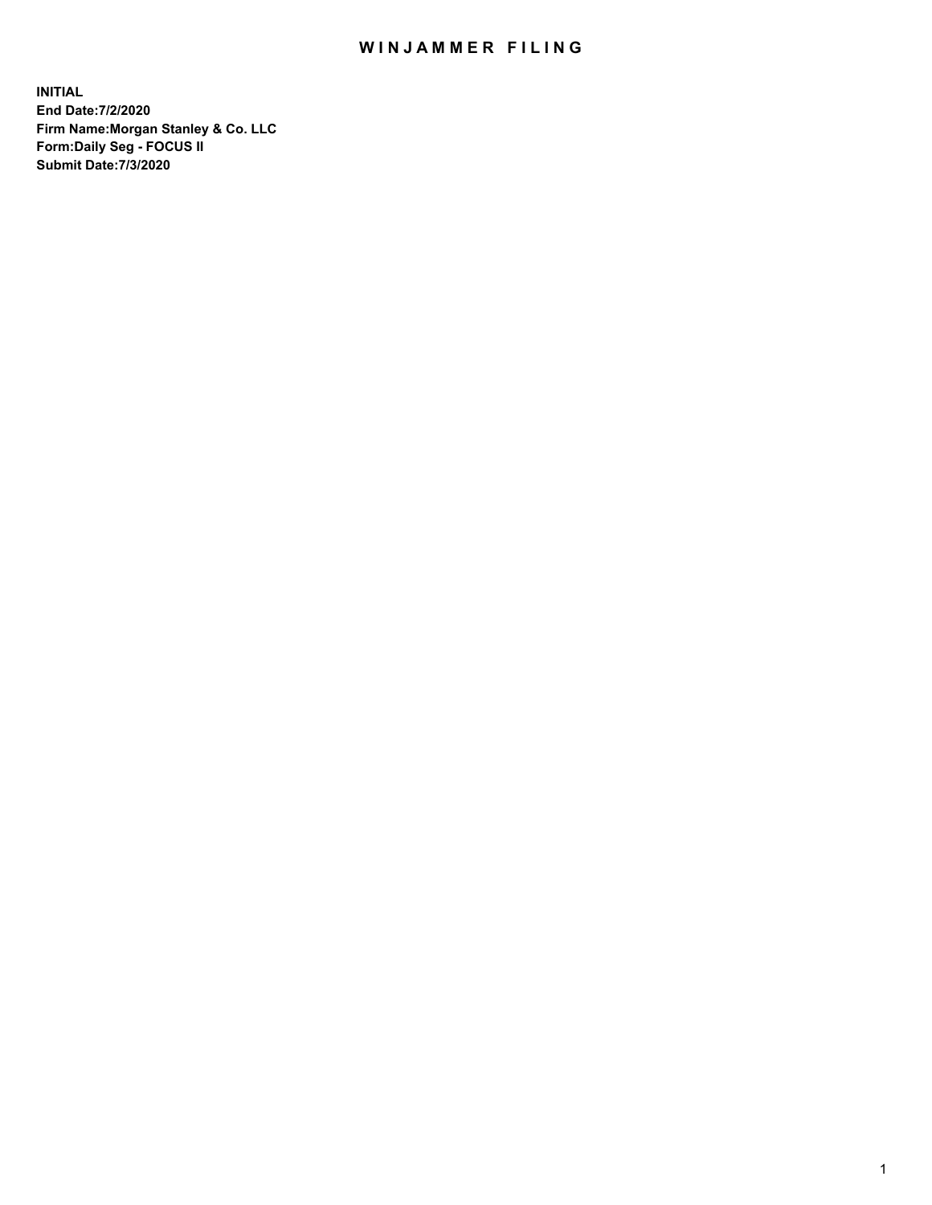# WINJAMMER FILING

**INITIAL**
**End Date:7/2/2020**
**Firm Name:Morgan Stanley & Co. LLC**
**Form:Daily Seg - FOCUS II**
**Submit Date:7/3/2020**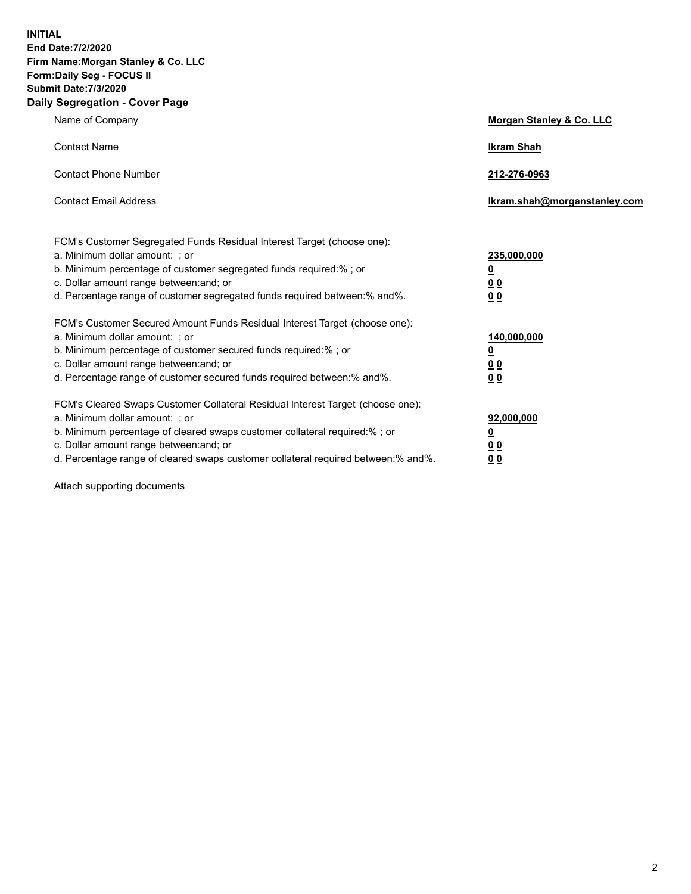**INITIAL**
**End Date:7/2/2020**
**Firm Name:Morgan Stanley & Co. LLC**
**Form:Daily Seg - FOCUS II**
**Submit Date:7/3/2020**
**Daily Segregation - Cover Page**

| | |
|---|---|
| Name of Company | **Morgan Stanley & Co. LLC** |
| Contact Name | **Ikram Shah** |
| Contact Phone Number | **212-276-0963** |
| Contact Email Address | **Ikram.shah@morganstanley.com** |

| | |
|---|---|
| FCM's Customer Segregated Funds Residual Interest Target (choose one): | |
| a. Minimum dollar amount: ; or | **235,000,000** |
| b. Minimum percentage of customer segregated funds required:% ; or | **0** |
| c. Dollar amount range between:and; or | **0 0** |
| d. Percentage range of customer segregated funds required between:% and%. | **0 0** |
| FCM's Customer Secured Amount Funds Residual Interest Target (choose one): | |
| a. Minimum dollar amount: ; or | **140,000,000** |
| b. Minimum percentage of customer secured funds required:% ; or | **0** |
| c. Dollar amount range between:and; or | **0 0** |
| d. Percentage range of customer secured funds required between:% and%. | **0 0** |
| FCM's Cleared Swaps Customer Collateral Residual Interest Target (choose one): | |
| a. Minimum dollar amount: ; or | **92,000,000** |
| b. Minimum percentage of cleared swaps customer collateral required:% ; or | **0** |
| c. Dollar amount range between:and; or | **0 0** |
| d. Percentage range of cleared swaps customer collateral required between:% and%. | **0 0** |

Attach supporting documents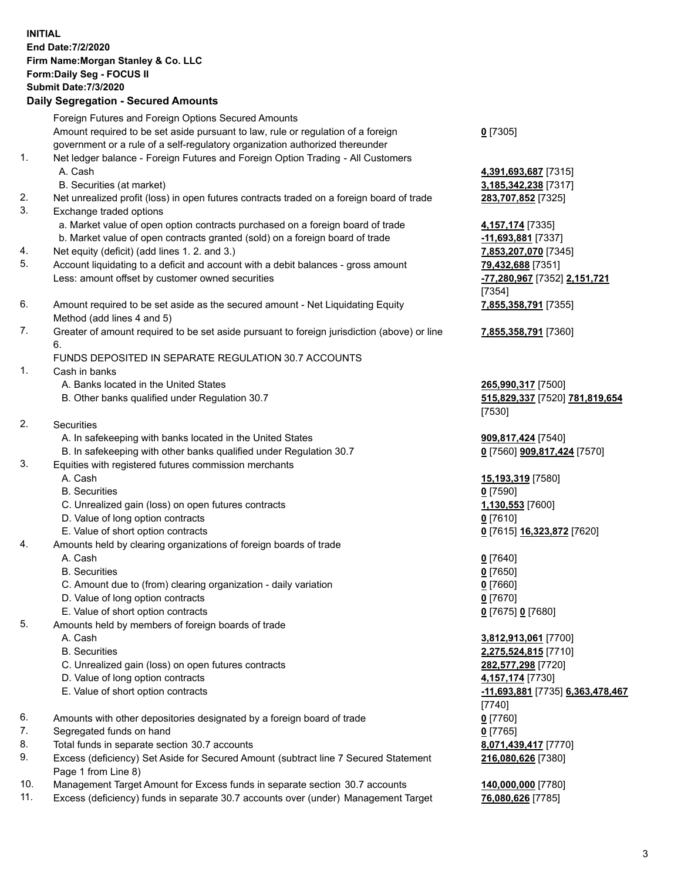**INITIAL**
**End Date:7/2/2020**
**Firm Name:Morgan Stanley & Co. LLC**
**Form:Daily Seg - FOCUS II**
**Submit Date:7/3/2020**

### Daily Segregation - Secured Amounts

| | | |
|---|---|---|
| | Foreign Futures and Foreign Options Secured Amounts | |
| | Amount required to be set aside pursuant to law, rule or regulation of a foreign government or a rule of a self-regulatory organization authorized thereunder | **0** [7305] |
| 1. | Net ledger balance - Foreign Futures and Foreign Option Trading - All Customers | |
| | A. Cash | **4,391,693,687** [7315] |
| | B. Securities (at market) | **3,185,342,238** [7317] |
| 2. | Net unrealized profit (loss) in open futures contracts traded on a foreign board of trade | **283,707,852** [7325] |
| 3. | Exchange traded options | |
| | a. Market value of open option contracts purchased on a foreign board of trade | **4,157,174** [7335] |
| | b. Market value of open contracts granted (sold) on a foreign board of trade | **-11,693,881** [7337] |
| 4. | Net equity (deficit) (add lines 1. 2. and 3.) | **7,853,207,070** [7345] |
| 5. | Account liquidating to a deficit and account with a debit balances - gross amount | **79,432,688** [7351] |
| | Less: amount offset by customer owned securities | **-77,280,967** [7352] **2,151,721** [7354] |
| 6. | Amount required to be set aside as the secured amount - Net Liquidating Equity Method (add lines 4 and 5) | **7,855,358,791** [7355] |
| 7. | Greater of amount required to be set aside pursuant to foreign jurisdiction (above) or line 6. | **7,855,358,791** [7360] |
| | FUNDS DEPOSITED IN SEPARATE REGULATION 30.7 ACCOUNTS | |
| 1. | Cash in banks | |
| | A. Banks located in the United States | **265,990,317** [7500] |
| | B. Other banks qualified under Regulation 30.7 | **515,829,337** [7520] **781,819,654** [7530] |
| 2. | Securities | |
| | A. In safekeeping with banks located in the United States | **909,817,424** [7540] |
| | B. In safekeeping with other banks qualified under Regulation 30.7 | **0** [7560] **909,817,424** [7570] |
| 3. | Equities with registered futures commission merchants | |
| | A. Cash | **15,193,319** [7580] |
| | B. Securities | **0** [7590] |
| | C. Unrealized gain (loss) on open futures contracts | **1,130,553** [7600] |
| | D. Value of long option contracts | **0** [7610] |
| | E. Value of short option contracts | **0** [7615] **16,323,872** [7620] |
| 4. | Amounts held by clearing organizations of foreign boards of trade | |
| | A. Cash | **0** [7640] |
| | B. Securities | **0** [7650] |
| | C. Amount due to (from) clearing organization - daily variation | **0** [7660] |
| | D. Value of long option contracts | **0** [7670] |
| | E. Value of short option contracts | **0** [7675] **0** [7680] |
| 5. | Amounts held by members of foreign boards of trade | |
| | A. Cash | **3,812,913,061** [7700] |
| | B. Securities | **2,275,524,815** [7710] |
| | C. Unrealized gain (loss) on open futures contracts | **282,577,298** [7720] |
| | D. Value of long option contracts | **4,157,174** [7730] |
| | E. Value of short option contracts | **-11,693,881** [7735] **6,363,478,467** [7740] |
| 6. | Amounts with other depositories designated by a foreign board of trade | **0** [7760] |
| 7. | Segregated funds on hand | **0** [7765] |
| 8. | Total funds in separate section 30.7 accounts | **8,071,439,417** [7770] |
| 9. | Excess (deficiency) Set Aside for Secured Amount (subtract line 7 Secured Statement Page 1 from Line 8) | **216,080,626** [7380] |
| 10. | Management Target Amount for Excess funds in separate section 30.7 accounts | **140,000,000** [7780] |
| 11. | Excess (deficiency) funds in separate 30.7 accounts over (under) Management Target | **76,080,626** [7785] |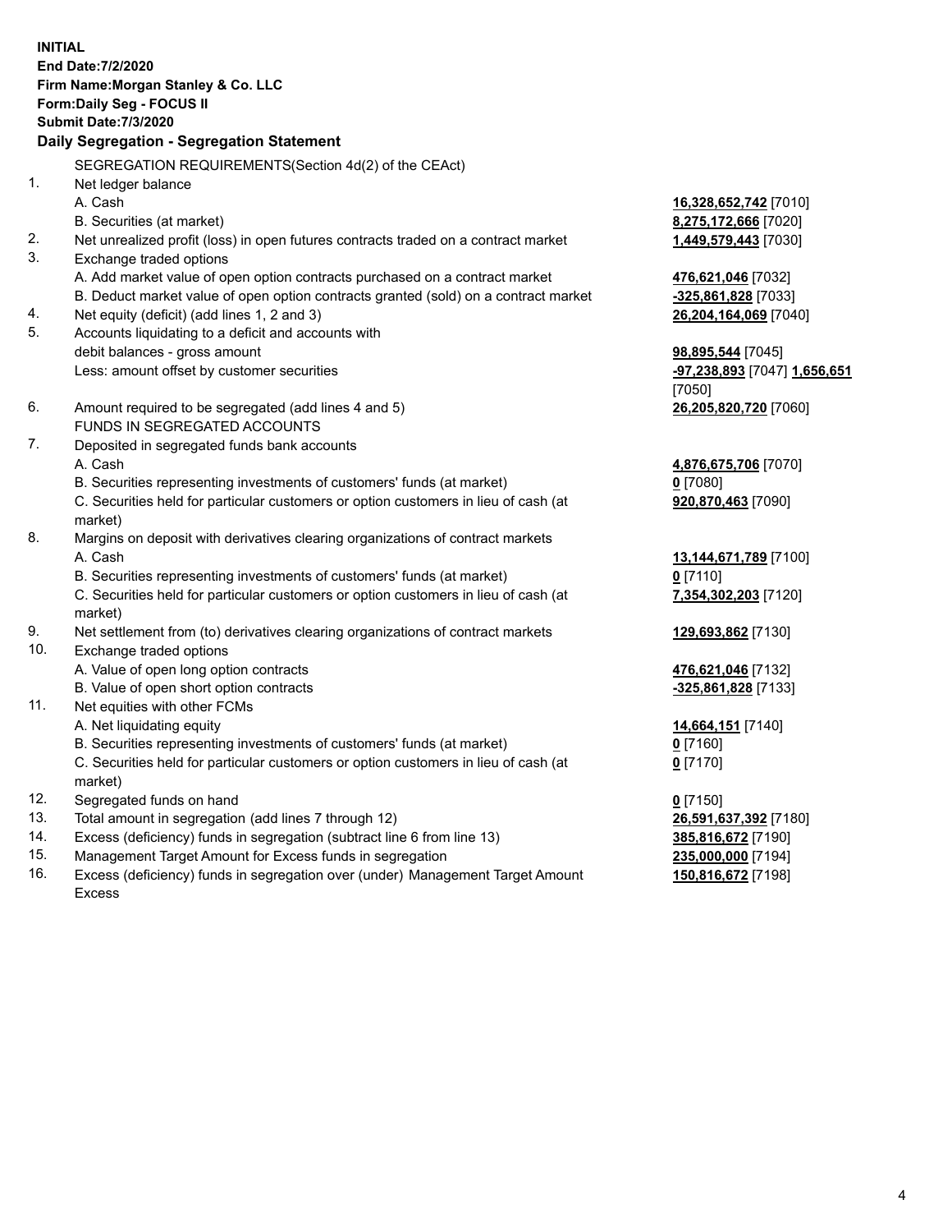**INITIAL**
**End Date:7/2/2020**
**Firm Name:Morgan Stanley & Co. LLC**
**Form:Daily Seg - FOCUS II**
**Submit Date:7/3/2020**

## Daily Segregation - Segregation Statement

| | | |
|---|---|---|
| | SEGREGATION REQUIREMENTS(Section 4d(2) of the CEAct) | |
| 1. | Net ledger balance | |
| | A. Cash | **16,328,652,742** [7010] |
| | B. Securities (at market) | **8,275,172,666** [7020] |
| 2. | Net unrealized profit (loss) in open futures contracts traded on a contract market | **1,449,579,443** [7030] |
| 3. | Exchange traded options | |
| | A. Add market value of open option contracts purchased on a contract market | **476,621,046** [7032] |
| | B. Deduct market value of open option contracts granted (sold) on a contract market | **-325,861,828** [7033] |
| 4. | Net equity (deficit) (add lines 1, 2 and 3) | **26,204,164,069** [7040] |
| 5. | Accounts liquidating to a deficit and accounts with debit balances - gross amount | **98,895,544** [7045] |
| | Less: amount offset by customer securities | **-97,238,893** [7047] **1,656,651** [7050] |
| 6. | Amount required to be segregated (add lines 4 and 5) | **26,205,820,720** [7060] |
| | FUNDS IN SEGREGATED ACCOUNTS | |
| 7. | Deposited in segregated funds bank accounts | |
| | A. Cash | **4,876,675,706** [7070] |
| | B. Securities representing investments of customers' funds (at market) | **0** [7080] |
| | C. Securities held for particular customers or option customers in lieu of cash (at market) | **920,870,463** [7090] |
| 8. | Margins on deposit with derivatives clearing organizations of contract markets | |
| | A. Cash | **13,144,671,789** [7100] |
| | B. Securities representing investments of customers' funds (at market) | **0** [7110] |
| | C. Securities held for particular customers or option customers in lieu of cash (at market) | **7,354,302,203** [7120] |
| 9. | Net settlement from (to) derivatives clearing organizations of contract markets | **129,693,862** [7130] |
| 10. | Exchange traded options | |
| | A. Value of open long option contracts | **476,621,046** [7132] |
| | B. Value of open short option contracts | **-325,861,828** [7133] |
| 11. | Net equities with other FCMs | |
| | A. Net liquidating equity | **14,664,151** [7140] |
| | B. Securities representing investments of customers' funds (at market) | **0** [7160] |
| | C. Securities held for particular customers or option customers in lieu of cash (at market) | **0** [7170] |
| 12. | Segregated funds on hand | **0** [7150] |
| 13. | Total amount in segregation (add lines 7 through 12) | **26,591,637,392** [7180] |
| 14. | Excess (deficiency) funds in segregation (subtract line 6 from line 13) | **385,816,672** [7190] |
| 15. | Management Target Amount for Excess funds in segregation | **235,000,000** [7194] |
| 16. | Excess (deficiency) funds in segregation over (under) Management Target Amount Excess | **150,816,672** [7198] |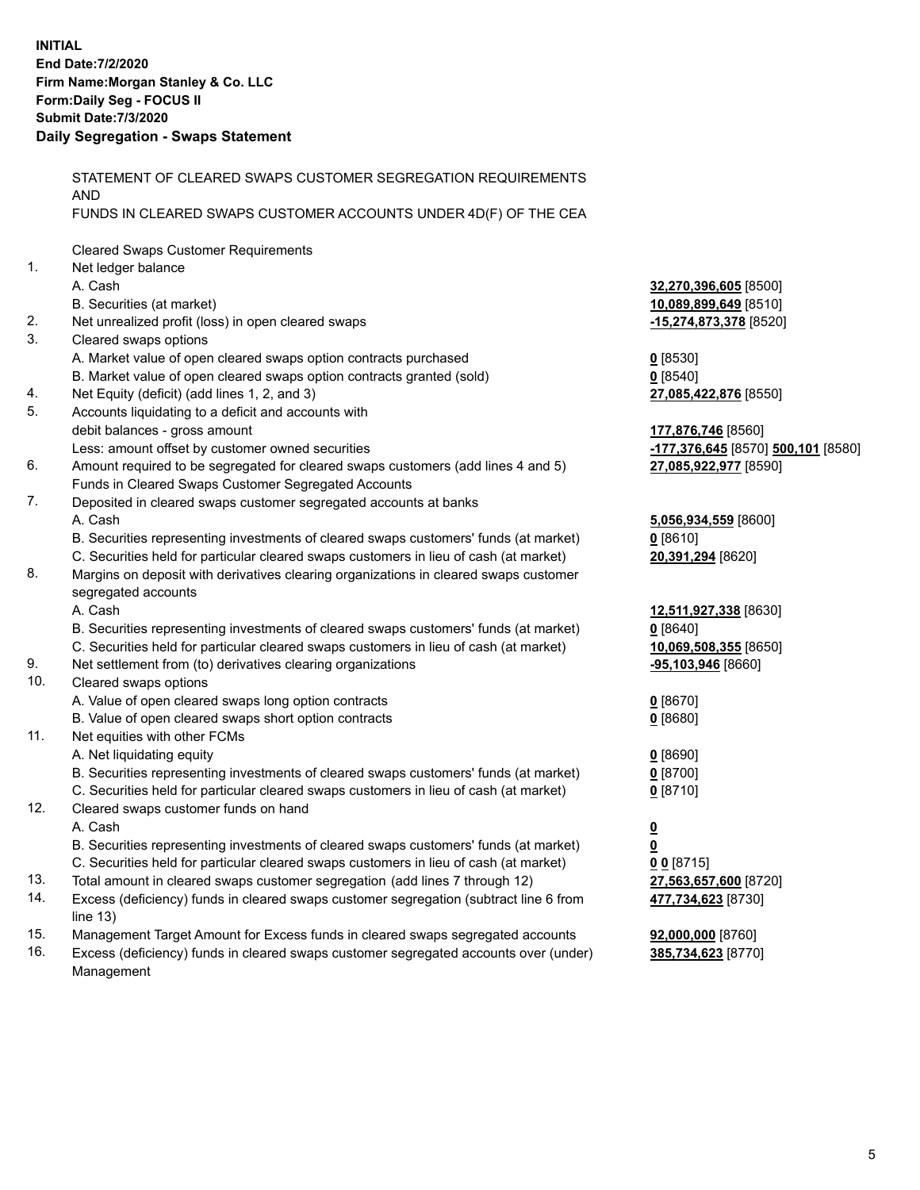**INITIAL**
**End Date:7/2/2020**
**Firm Name:Morgan Stanley & Co. LLC**
**Form:Daily Seg - FOCUS II**
**Submit Date:7/3/2020**
**Daily Segregation - Swaps Statement**

STATEMENT OF CLEARED SWAPS CUSTOMER SEGREGATION REQUIREMENTS AND FUNDS IN CLEARED SWAPS CUSTOMER ACCOUNTS UNDER 4D(F) OF THE CEA

| | | |
|---|---|---|
| | Cleared Swaps Customer Requirements | |
| 1. | Net ledger balance | |
| | A. Cash | **32,270,396,605** [8500] |
| | B. Securities (at market) | **10,089,899,649** [8510] |
| 2. | Net unrealized profit (loss) in open cleared swaps | **-15,274,873,378** [8520] |
| 3. | Cleared swaps options | |
| | A. Market value of open cleared swaps option contracts purchased | **0** [8530] |
| | B. Market value of open cleared swaps option contracts granted (sold) | **0** [8540] |
| 4. | Net Equity (deficit) (add lines 1, 2, and 3) | **27,085,422,876** [8550] |
| 5. | Accounts liquidating to a deficit and accounts with debit balances - gross amount | **177,876,746** [8560] |
| | Less: amount offset by customer owned securities | **-177,376,645** [8570] **500,101** [8580] |
| 6. | Amount required to be segregated for cleared swaps customers (add lines 4 and 5) | **27,085,922,977** [8590] |
| | Funds in Cleared Swaps Customer Segregated Accounts | |
| 7. | Deposited in cleared swaps customer segregated accounts at banks | |
| | A. Cash | **5,056,934,559** [8600] |
| | B. Securities representing investments of cleared swaps customers' funds (at market) | **0** [8610] |
| | C. Securities held for particular cleared swaps customers in lieu of cash (at market) | **20,391,294** [8620] |
| 8. | Margins on deposit with derivatives clearing organizations in cleared swaps customer segregated accounts | |
| | A. Cash | **12,511,927,338** [8630] |
| | B. Securities representing investments of cleared swaps customers' funds (at market) | **0** [8640] |
| | C. Securities held for particular cleared swaps customers in lieu of cash (at market) | **10,069,508,355** [8650] |
| 9. | Net settlement from (to) derivatives clearing organizations | **-95,103,946** [8660] |
| 10. | Cleared swaps options | |
| | A. Value of open cleared swaps long option contracts | **0** [8670] |
| | B. Value of open cleared swaps short option contracts | **0** [8680] |
| 11. | Net equities with other FCMs | |
| | A. Net liquidating equity | **0** [8690] |
| | B. Securities representing investments of cleared swaps customers' funds (at market) | **0** [8700] |
| | C. Securities held for particular cleared swaps customers in lieu of cash (at market) | **0** [8710] |
| 12. | Cleared swaps customer funds on hand | |
| | A. Cash | **0** |
| | B. Securities representing investments of cleared swaps customers' funds (at market) | **0** |
| | C. Securities held for particular cleared swaps customers in lieu of cash (at market) | **0** **0** [8715] |
| 13. | Total amount in cleared swaps customer segregation (add lines 7 through 12) | **27,563,657,600** [8720] |
| 14. | Excess (deficiency) funds in cleared swaps customer segregation (subtract line 6 from line 13) | **477,734,623** [8730] |
| 15. | Management Target Amount for Excess funds in cleared swaps segregated accounts | **92,000,000** [8760] |
| 16. | Excess (deficiency) funds in cleared swaps customer segregated accounts over (under) Management | **385,734,623** [8770] |